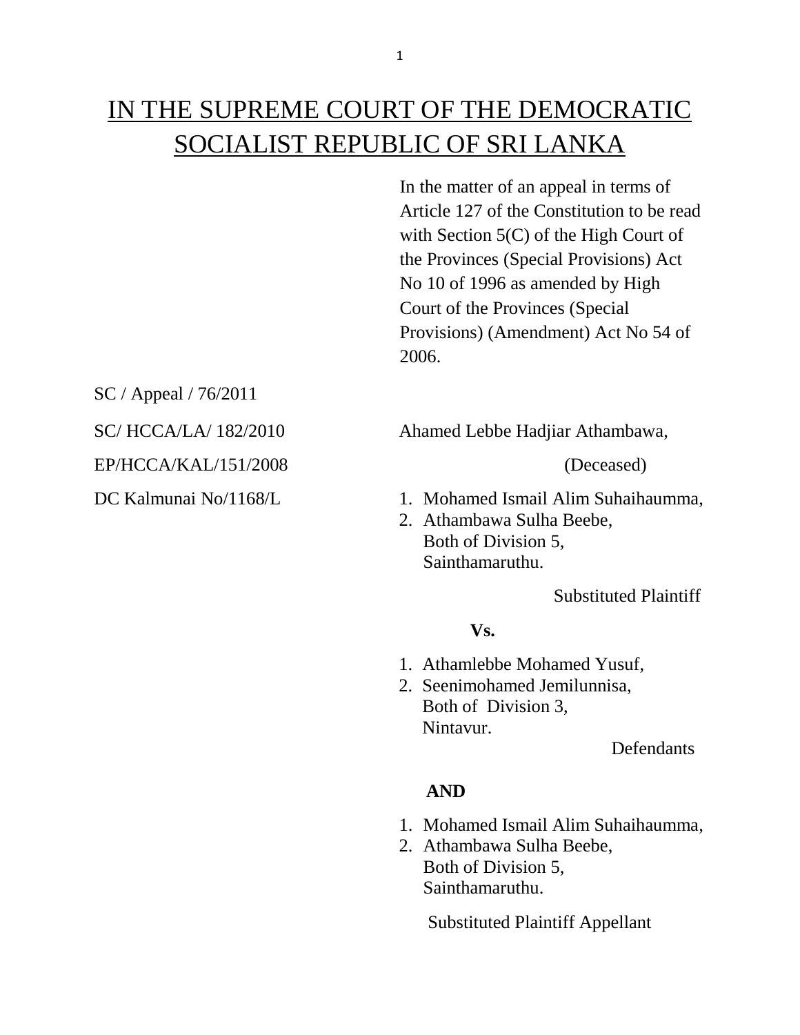# IN THE SUPREME COURT OF THE DEMOCRATIC SOCIALIST REPUBLIC OF SRI LANKA

In the matter of an appeal in terms of Article 127 of the Constitution to be read with Section 5(C) of the High Court of the Provinces (Special Provisions) Act No 10 of 1996 as amended by High Court of the Provinces (Special Provisions) (Amendment) Act No 54 of 2006.

SC / Appeal / 76/2011

SC/ HCCA/LA/ 182/2010

EP/HCCA/KAL/151/2008

DC Kalmunai No/1168/L

Ahamed Lebbe Hadjiar Athambawa,

(Deceased)

1. Mohamed Ismail Alim Suhaihaumma,
2. Athambawa Sulha Beebe,
   Both of Division 5,
   Sainthamaruthu.

Substituted Plaintiff

**Vs.**

1. Athamlebbe Mohamed Yusuf,
2. Seenimohamed Jemilunnisa,
   Both of Division 3,
   Nintavur.

Defendants

**AND**

1. Mohamed Ismail Alim Suhaihaumma,
2. Athambawa Sulha Beebe,
   Both of Division 5,
   Sainthamaruthu.

Substituted Plaintiff Appellant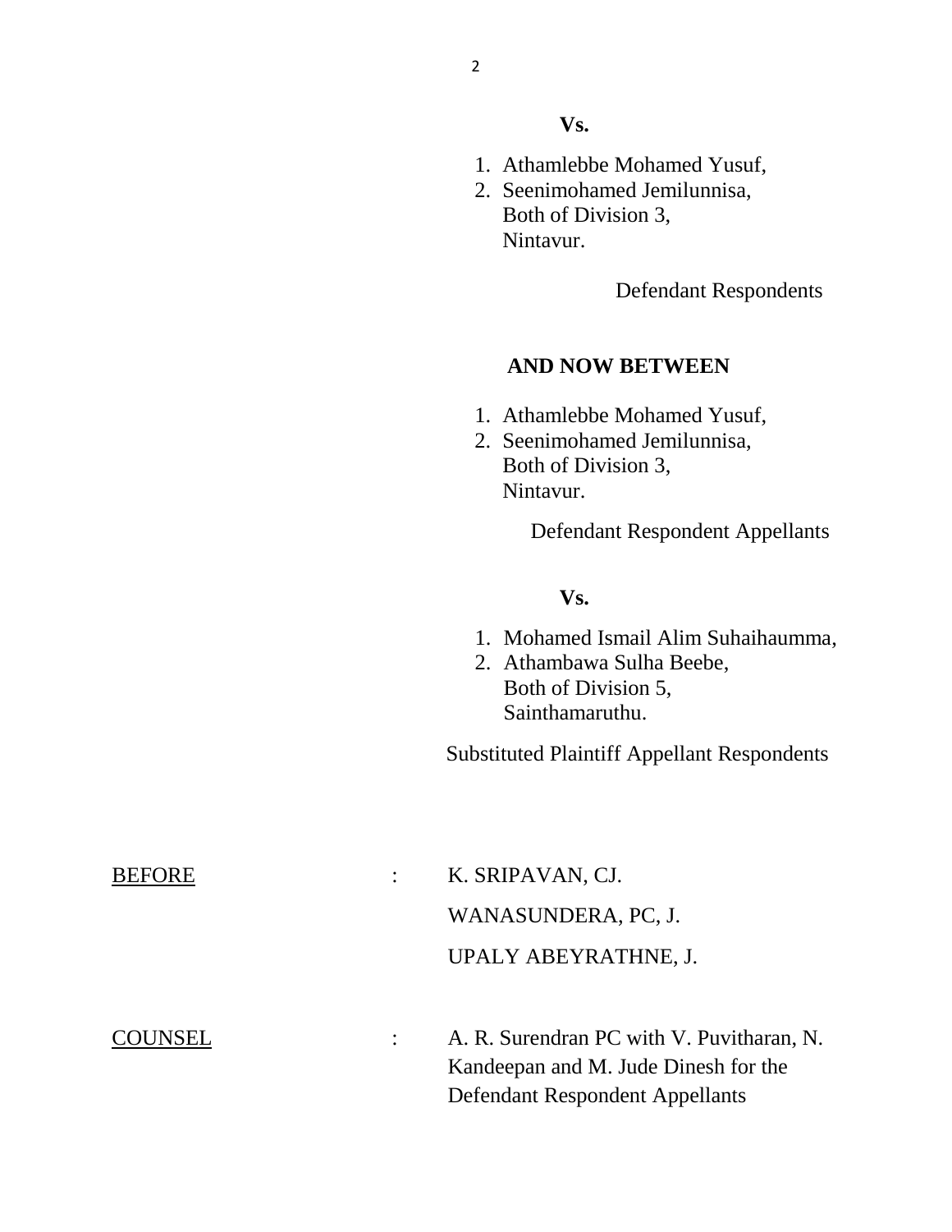**Vs.**

1. Athamlebbe Mohamed Yusuf,
2. Seenimohamed Jemilunnisa,
   Both of Division 3,
   Nintavur.

Defendant Respondents

**AND NOW BETWEEN**

1. Athamlebbe Mohamed Yusuf,
2. Seenimohamed Jemilunnisa,
   Both of Division 3,
   Nintavur.

Defendant Respondent Appellants

**Vs.**

1. Mohamed Ismail Alim Suhaihaumma,
2. Athambawa Sulha Beebe,
   Both of Division 5,
   Sainthamaruthu.

Substituted Plaintiff Appellant Respondents

<u>BEFORE</u> : K. SRIPAVAN, CJ.

WANASUNDERA, PC, J.

UPALY ABEYRATHNE, J.

<u>COUNSEL</u> : A. R. Surendran PC with V. Puvitharan, N. Kandeepan and M. Jude Dinesh for the Defendant Respondent Appellants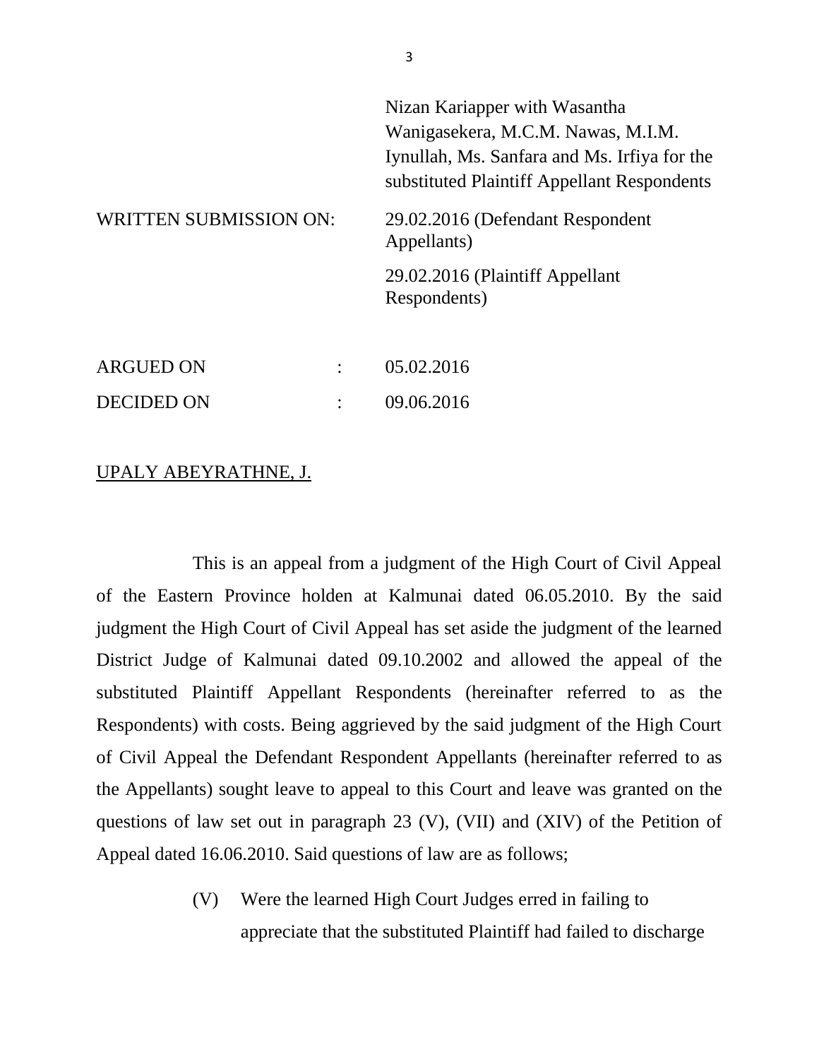Nizan Kariapper with Wasantha Wanigasekera, M.C.M. Nawas, M.I.M. Iynullah, Ms. Sanfara and Ms. Irfiya for the substituted Plaintiff Appellant Respondents

WRITTEN SUBMISSION ON: 29.02.2016 (Defendant Respondent Appellants)

29.02.2016 (Plaintiff Appellant Respondents)

ARGUED ON : 05.02.2016

DECIDED ON : 09.06.2016

UPALY ABEYRATHNE, J.

This is an appeal from a judgment of the High Court of Civil Appeal of the Eastern Province holden at Kalmunai dated 06.05.2010. By the said judgment the High Court of Civil Appeal has set aside the judgment of the learned District Judge of Kalmunai dated 09.10.2002 and allowed the appeal of the substituted Plaintiff Appellant Respondents (hereinafter referred to as the Respondents) with costs. Being aggrieved by the said judgment of the High Court of Civil Appeal the Defendant Respondent Appellants (hereinafter referred to as the Appellants) sought leave to appeal to this Court and leave was granted on the questions of law set out in paragraph 23 (V), (VII) and (XIV) of the Petition of Appeal dated 16.06.2010. Said questions of law are as follows;

(V) Were the learned High Court Judges erred in failing to appreciate that the substituted Plaintiff had failed to discharge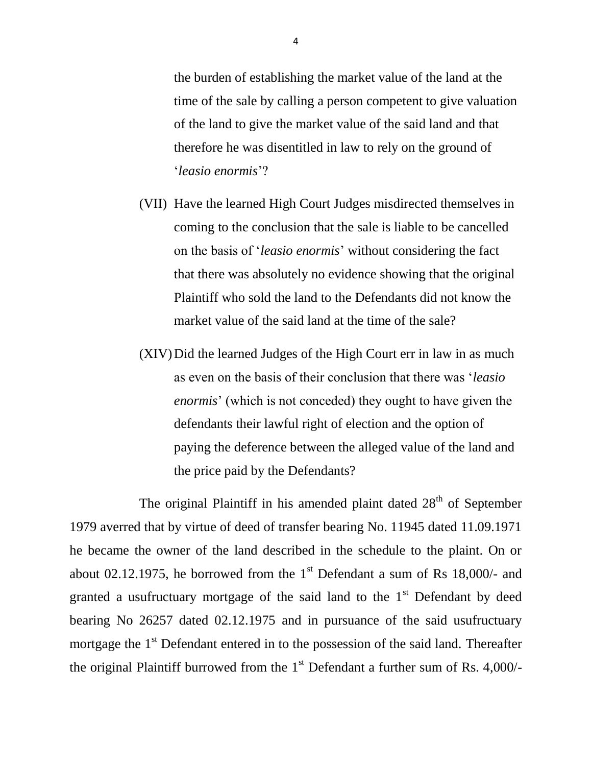the burden of establishing the market value of the land at the time of the sale by calling a person competent to give valuation of the land to give the market value of the said land and that therefore he was disentitled in law to rely on the ground of '*leasio enormis*'?

(VII) Have the learned High Court Judges misdirected themselves in coming to the conclusion that the sale is liable to be cancelled on the basis of '*leasio enormis*' without considering the fact that there was absolutely no evidence showing that the original Plaintiff who sold the land to the Defendants did not know the market value of the said land at the time of the sale?

(XIV) Did the learned Judges of the High Court err in law in as much as even on the basis of their conclusion that there was '*leasio enormis*' (which is not conceded) they ought to have given the defendants their lawful right of election and the option of paying the deference between the alleged value of the land and the price paid by the Defendants?

The original Plaintiff in his amended plaint dated 28th of September 1979 averred that by virtue of deed of transfer bearing No. 11945 dated 11.09.1971 he became the owner of the land described in the schedule to the plaint. On or about 02.12.1975, he borrowed from the 1st Defendant a sum of Rs 18,000/- and granted a usufructuary mortgage of the said land to the 1st Defendant by deed bearing No 26257 dated 02.12.1975 and in pursuance of the said usufructuary mortgage the 1st Defendant entered in to the possession of the said land. Thereafter the original Plaintiff burrowed from the 1st Defendant a further sum of Rs. 4,000/-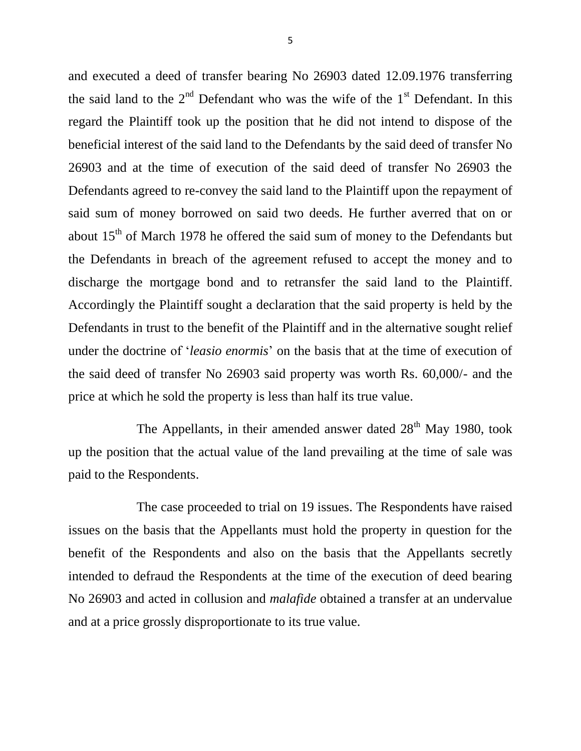and executed a deed of transfer bearing No 26903 dated 12.09.1976 transferring the said land to the 2nd Defendant who was the wife of the 1st Defendant. In this regard the Plaintiff took up the position that he did not intend to dispose of the beneficial interest of the said land to the Defendants by the said deed of transfer No 26903 and at the time of execution of the said deed of transfer No 26903 the Defendants agreed to re-convey the said land to the Plaintiff upon the repayment of said sum of money borrowed on said two deeds. He further averred that on or about 15th of March 1978 he offered the said sum of money to the Defendants but the Defendants in breach of the agreement refused to accept the money and to discharge the mortgage bond and to retransfer the said land to the Plaintiff. Accordingly the Plaintiff sought a declaration that the said property is held by the Defendants in trust to the benefit of the Plaintiff and in the alternative sought relief under the doctrine of '*leasio enormis*' on the basis that at the time of execution of the said deed of transfer No 26903 said property was worth Rs. 60,000/- and the price at which he sold the property is less than half its true value.

The Appellants, in their amended answer dated 28th May 1980, took up the position that the actual value of the land prevailing at the time of sale was paid to the Respondents.

The case proceeded to trial on 19 issues. The Respondents have raised issues on the basis that the Appellants must hold the property in question for the benefit of the Respondents and also on the basis that the Appellants secretly intended to defraud the Respondents at the time of the execution of deed bearing No 26903 and acted in collusion and *malafide* obtained a transfer at an undervalue and at a price grossly disproportionate to its true value.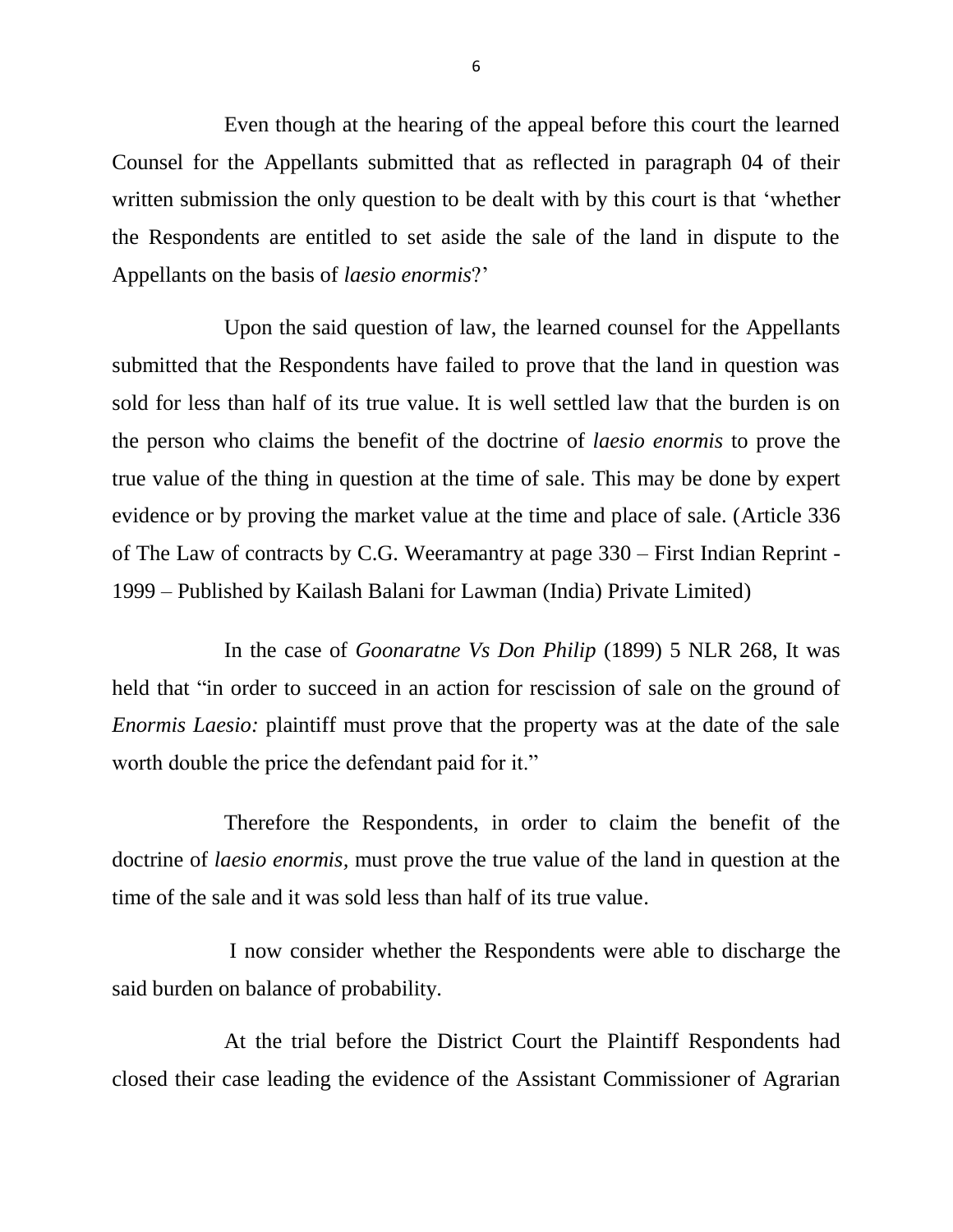Even though at the hearing of the appeal before this court the learned Counsel for the Appellants submitted that as reflected in paragraph 04 of their written submission the only question to be dealt with by this court is that 'whether the Respondents are entitled to set aside the sale of the land in dispute to the Appellants on the basis of *laesio enormis*?'

Upon the said question of law, the learned counsel for the Appellants submitted that the Respondents have failed to prove that the land in question was sold for less than half of its true value. It is well settled law that the burden is on the person who claims the benefit of the doctrine of *laesio enormis* to prove the true value of the thing in question at the time of sale. This may be done by expert evidence or by proving the market value at the time and place of sale. (Article 336 of The Law of contracts by C.G. Weeramantry at page 330 – First Indian Reprint - 1999 – Published by Kailash Balani for Lawman (India) Private Limited)

In the case of *Goonaratne Vs Don Philip* (1899) 5 NLR 268, It was held that "in order to succeed in an action for rescission of sale on the ground of *Enormis Laesio:* plaintiff must prove that the property was at the date of the sale worth double the price the defendant paid for it."

Therefore the Respondents, in order to claim the benefit of the doctrine of *laesio enormis,* must prove the true value of the land in question at the time of the sale and it was sold less than half of its true value.

I now consider whether the Respondents were able to discharge the said burden on balance of probability.

At the trial before the District Court the Plaintiff Respondents had closed their case leading the evidence of the Assistant Commissioner of Agrarian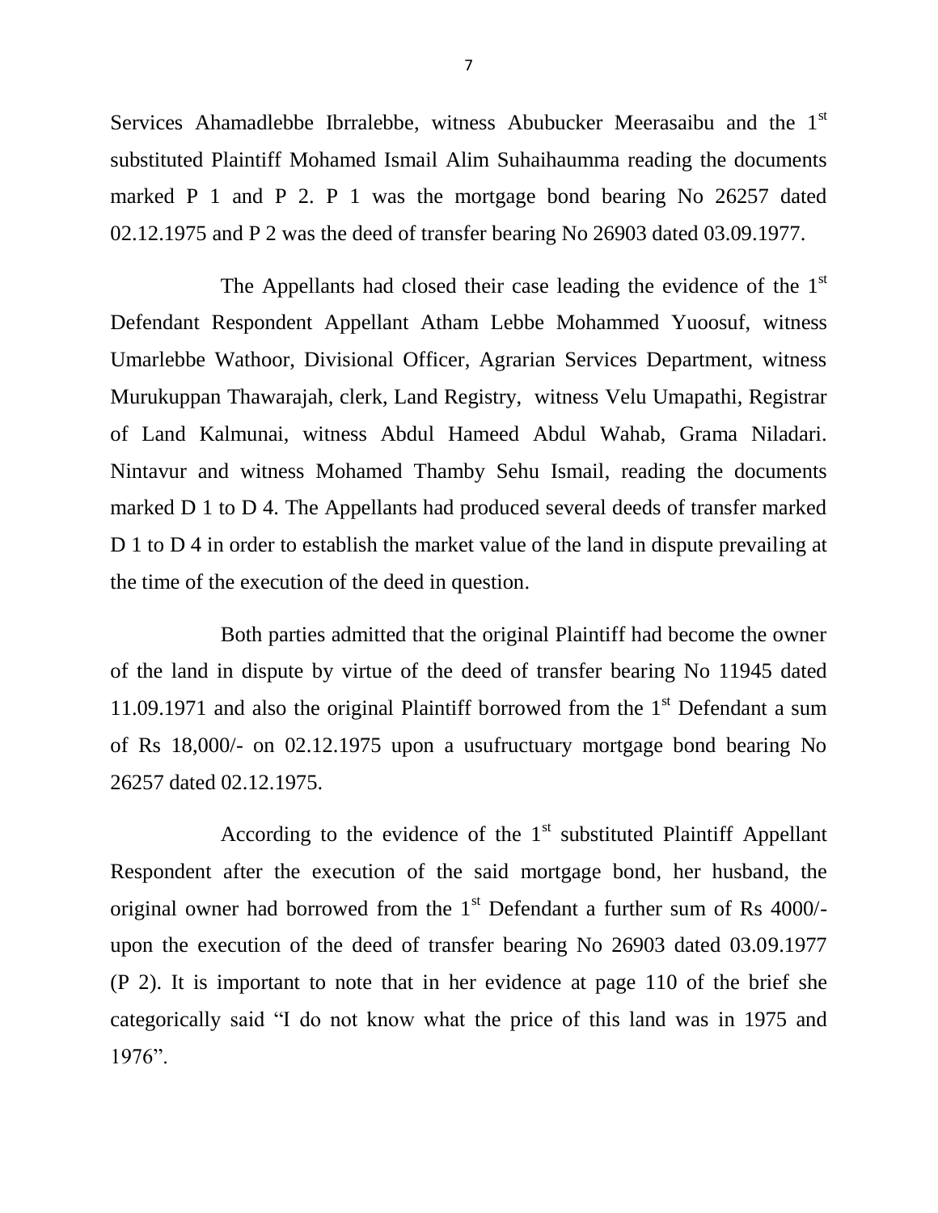Services Ahamadlebbe Ibrralebbe, witness Abubucker Meerasaibu and the 1st substituted Plaintiff Mohamed Ismail Alim Suhaihaumma reading the documents marked P 1 and P 2. P 1 was the mortgage bond bearing No 26257 dated 02.12.1975 and P 2 was the deed of transfer bearing No 26903 dated 03.09.1977.

The Appellants had closed their case leading the evidence of the 1st Defendant Respondent Appellant Atham Lebbe Mohammed Yuoosuf, witness Umarlebbe Wathoor, Divisional Officer, Agrarian Services Department, witness Murukuppan Thawarajah, clerk, Land Registry, witness Velu Umapathi, Registrar of Land Kalmunai, witness Abdul Hameed Abdul Wahab, Grama Niladari. Nintavur and witness Mohamed Thamby Sehu Ismail, reading the documents marked D 1 to D 4. The Appellants had produced several deeds of transfer marked D 1 to D 4 in order to establish the market value of the land in dispute prevailing at the time of the execution of the deed in question.

Both parties admitted that the original Plaintiff had become the owner of the land in dispute by virtue of the deed of transfer bearing No 11945 dated 11.09.1971 and also the original Plaintiff borrowed from the 1st Defendant a sum of Rs 18,000/- on 02.12.1975 upon a usufructuary mortgage bond bearing No 26257 dated 02.12.1975.

According to the evidence of the 1st substituted Plaintiff Appellant Respondent after the execution of the said mortgage bond, her husband, the original owner had borrowed from the 1st Defendant a further sum of Rs 4000/- upon the execution of the deed of transfer bearing No 26903 dated 03.09.1977 (P 2). It is important to note that in her evidence at page 110 of the brief she categorically said "I do not know what the price of this land was in 1975 and 1976".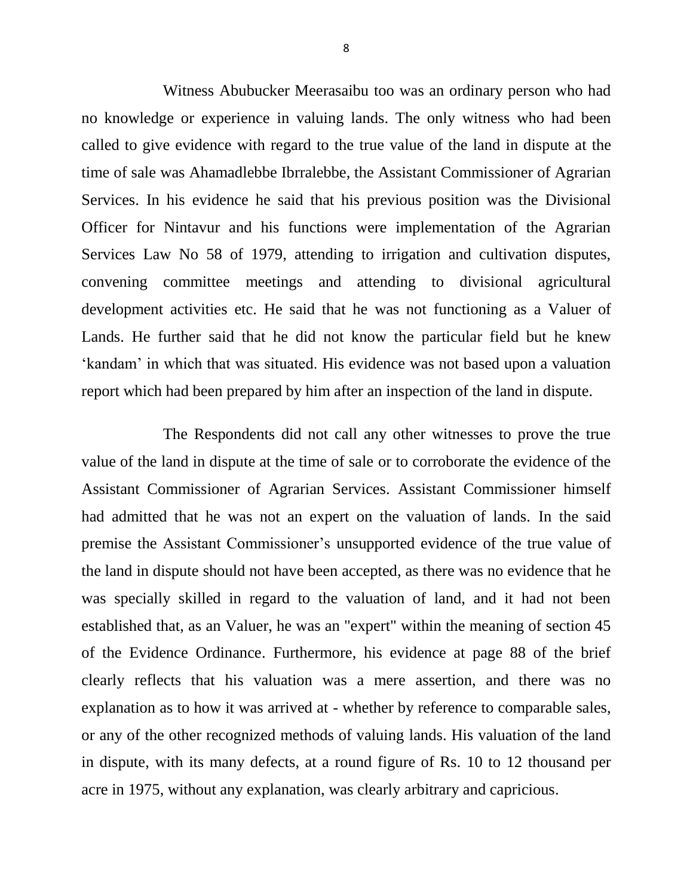Witness Abubucker Meerasaibu too was an ordinary person who had no knowledge or experience in valuing lands. The only witness who had been called to give evidence with regard to the true value of the land in dispute at the time of sale was Ahamadlebbe Ibrralebbe, the Assistant Commissioner of Agrarian Services. In his evidence he said that his previous position was the Divisional Officer for Nintavur and his functions were implementation of the Agrarian Services Law No 58 of 1979, attending to irrigation and cultivation disputes, convening committee meetings and attending to divisional agricultural development activities etc. He said that he was not functioning as a Valuer of Lands. He further said that he did not know the particular field but he knew 'kandam' in which that was situated. His evidence was not based upon a valuation report which had been prepared by him after an inspection of the land in dispute.

The Respondents did not call any other witnesses to prove the true value of the land in dispute at the time of sale or to corroborate the evidence of the Assistant Commissioner of Agrarian Services. Assistant Commissioner himself had admitted that he was not an expert on the valuation of lands. In the said premise the Assistant Commissioner's unsupported evidence of the true value of the land in dispute should not have been accepted, as there was no evidence that he was specially skilled in regard to the valuation of land, and it had not been established that, as an Valuer, he was an "expert" within the meaning of section 45 of the Evidence Ordinance. Furthermore, his evidence at page 88 of the brief clearly reflects that his valuation was a mere assertion, and there was no explanation as to how it was arrived at - whether by reference to comparable sales, or any of the other recognized methods of valuing lands. His valuation of the land in dispute, with its many defects, at a round figure of Rs. 10 to 12 thousand per acre in 1975, without any explanation, was clearly arbitrary and capricious.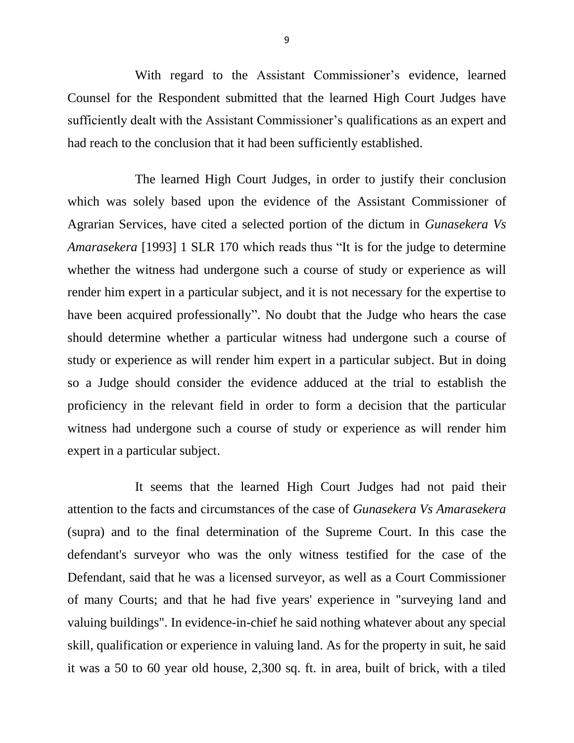With regard to the Assistant Commissioner's evidence, learned Counsel for the Respondent submitted that the learned High Court Judges have sufficiently dealt with the Assistant Commissioner's qualifications as an expert and had reach to the conclusion that it had been sufficiently established.

The learned High Court Judges, in order to justify their conclusion which was solely based upon the evidence of the Assistant Commissioner of Agrarian Services, have cited a selected portion of the dictum in *Gunasekera Vs Amarasekera* [1993] 1 SLR 170 which reads thus "It is for the judge to determine whether the witness had undergone such a course of study or experience as will render him expert in a particular subject, and it is not necessary for the expertise to have been acquired professionally". No doubt that the Judge who hears the case should determine whether a particular witness had undergone such a course of study or experience as will render him expert in a particular subject. But in doing so a Judge should consider the evidence adduced at the trial to establish the proficiency in the relevant field in order to form a decision that the particular witness had undergone such a course of study or experience as will render him expert in a particular subject.

It seems that the learned High Court Judges had not paid their attention to the facts and circumstances of the case of *Gunasekera Vs Amarasekera* (supra) and to the final determination of the Supreme Court. In this case the defendant's surveyor who was the only witness testified for the case of the Defendant, said that he was a licensed surveyor, as well as a Court Commissioner of many Courts; and that he had five years' experience in "surveying land and valuing buildings". In evidence-in-chief he said nothing whatever about any special skill, qualification or experience in valuing land. As for the property in suit, he said it was a 50 to 60 year old house, 2,300 sq. ft. in area, built of brick, with a tiled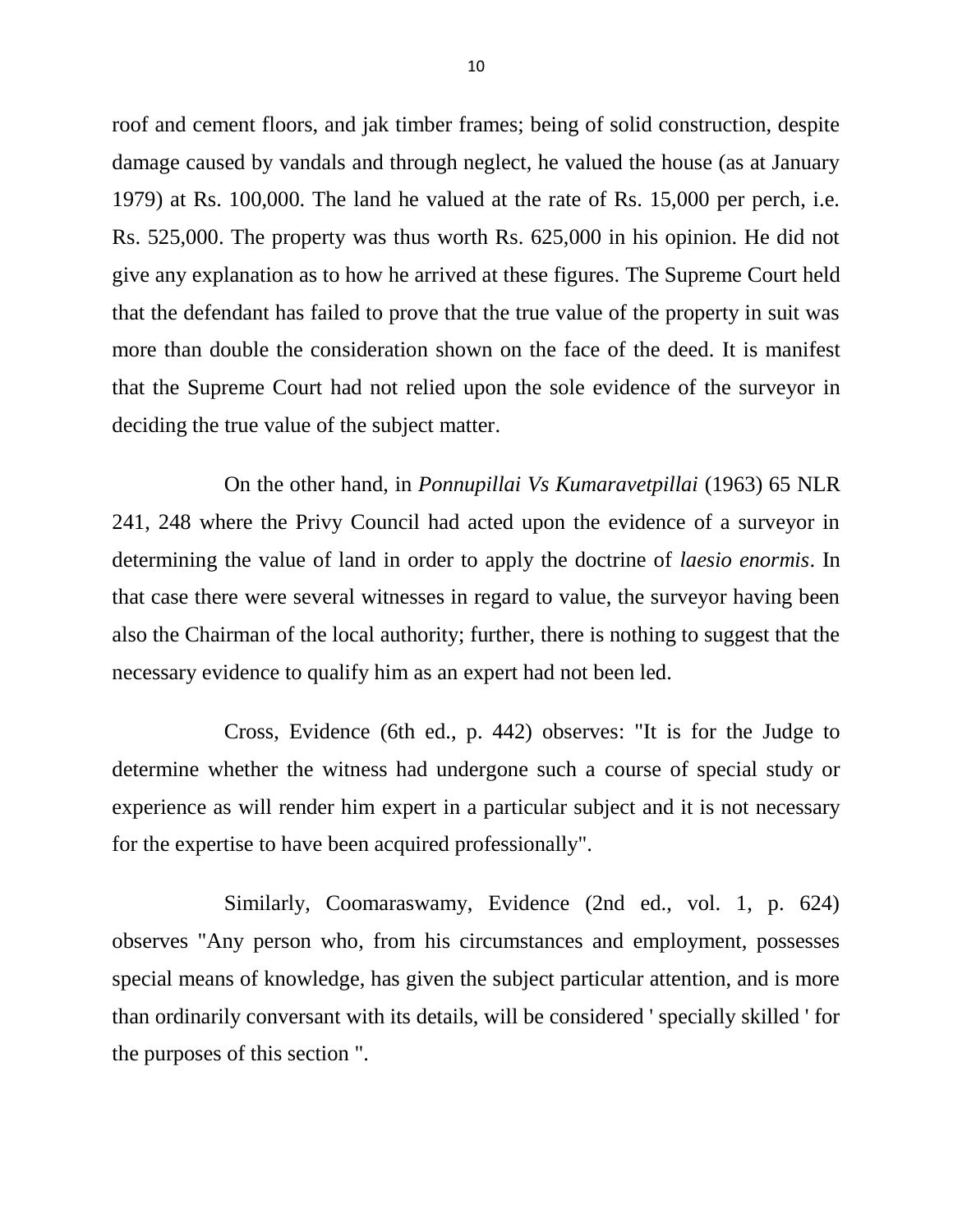roof and cement floors, and jak timber frames; being of solid construction, despite damage caused by vandals and through neglect, he valued the house (as at January 1979) at Rs. 100,000. The land he valued at the rate of Rs. 15,000 per perch, i.e. Rs. 525,000. The property was thus worth Rs. 625,000 in his opinion. He did not give any explanation as to how he arrived at these figures. The Supreme Court held that the defendant has failed to prove that the true value of the property in suit was more than double the consideration shown on the face of the deed. It is manifest that the Supreme Court had not relied upon the sole evidence of the surveyor in deciding the true value of the subject matter.

On the other hand, in *Ponnupillai Vs Kumaravetpillai* (1963) 65 NLR 241, 248 where the Privy Council had acted upon the evidence of a surveyor in determining the value of land in order to apply the doctrine of *laesio enormis*. In that case there were several witnesses in regard to value, the surveyor having been also the Chairman of the local authority; further, there is nothing to suggest that the necessary evidence to qualify him as an expert had not been led.

Cross, Evidence (6th ed., p. 442) observes: "It is for the Judge to determine whether the witness had undergone such a course of special study or experience as will render him expert in a particular subject and it is not necessary for the expertise to have been acquired professionally".

Similarly, Coomaraswamy, Evidence (2nd ed., vol. 1, p. 624) observes "Any person who, from his circumstances and employment, possesses special means of knowledge, has given the subject particular attention, and is more than ordinarily conversant with its details, will be considered ' specially skilled ' for the purposes of this section ".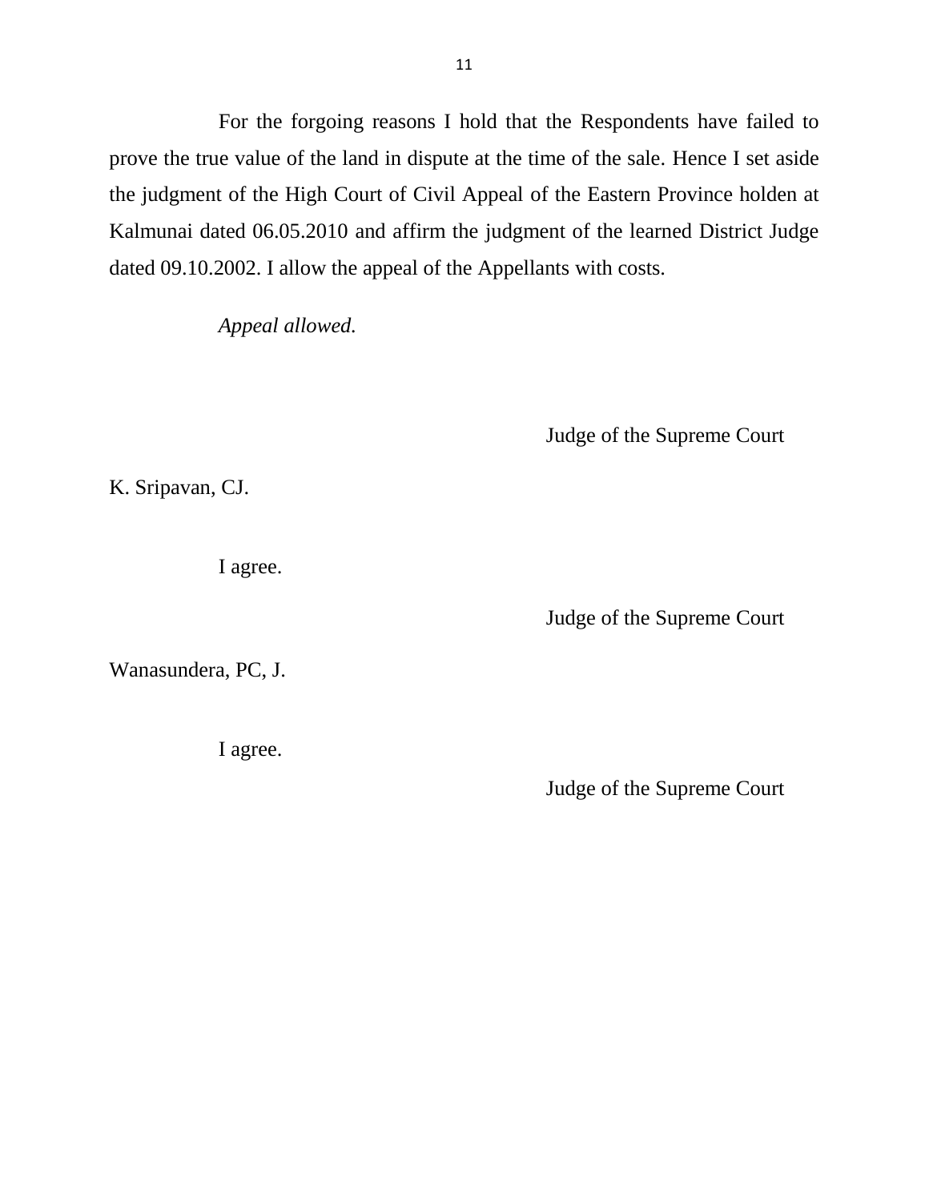For the forgoing reasons I hold that the Respondents have failed to prove the true value of the land in dispute at the time of the sale. Hence I set aside the judgment of the High Court of Civil Appeal of the Eastern Province holden at Kalmunai dated 06.05.2010 and affirm the judgment of the learned District Judge dated 09.10.2002. I allow the appeal of the Appellants with costs.

*Appeal allowed.*

Judge of the Supreme Court

K. Sripavan, CJ.

I agree.

Judge of the Supreme Court

Wanasundera, PC, J.

I agree.

Judge of the Supreme Court